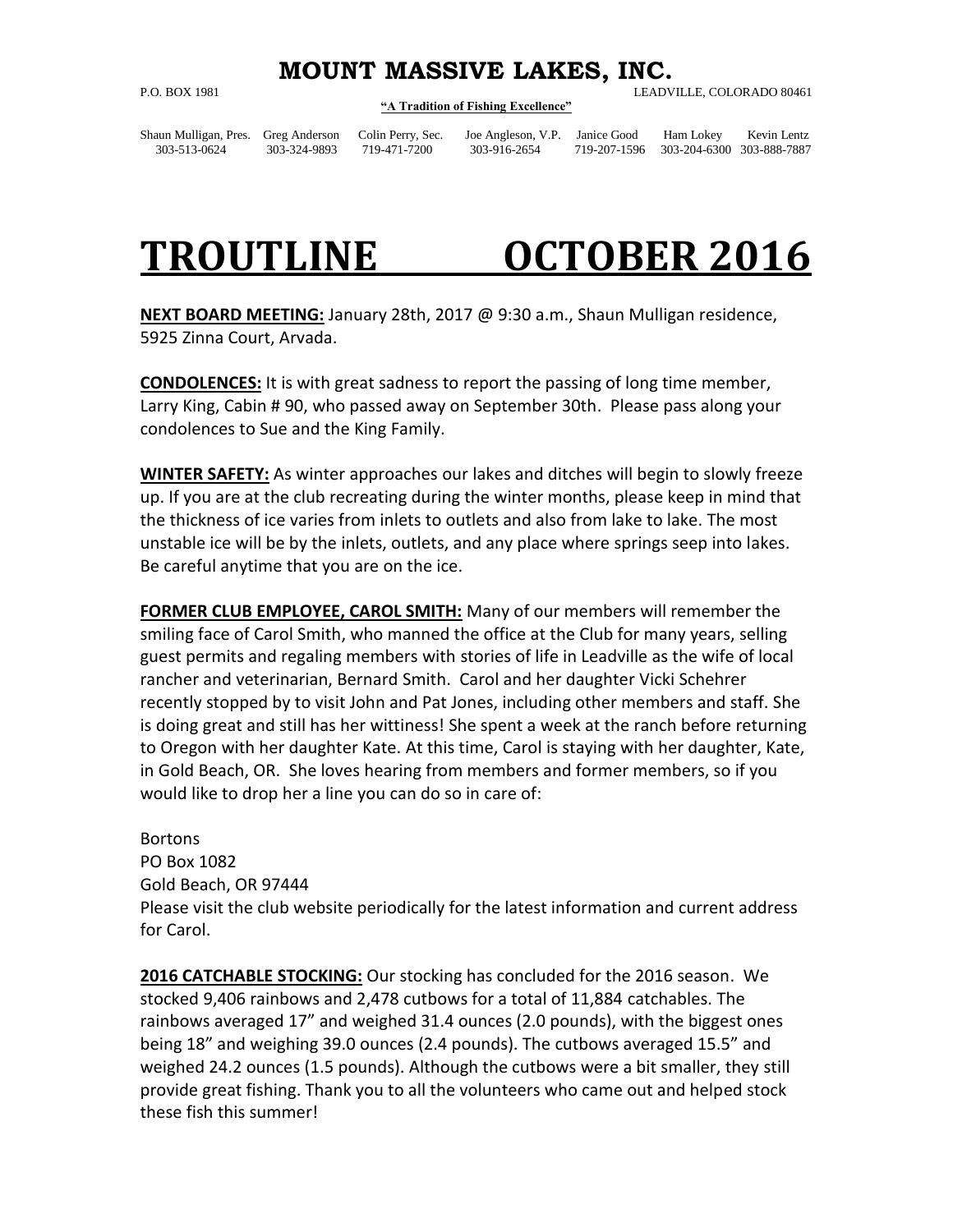# MOUNT MASSIVE LAKES, INC.

P.O. BOX 1981 LEADVILLE, COLORADO 80461

**"A Tradition of Fishing Excellence"**

| Shaun Mulligan, Pres. | Greg Anderson | Colin Perry, Sec. | Joe Angleson, V.P. | Janice Good | Ham Lokey | Kevin Lentz |
|---|---|---|---|---|---|---|
| 303-513-0624 | 303-324-9893 | 719-471-7200 | 303-916-2654 | 719-207-1596 | 303-204-6300 | 303-888-7887 |

# TROUTLINE OCTOBER 2016

**NEXT BOARD MEETING:** January 28th, 2017 @ 9:30 a.m., Shaun Mulligan residence, 5925 Zinna Court, Arvada.

**CONDOLENCES:** It is with great sadness to report the passing of long time member, Larry King, Cabin # 90, who passed away on September 30th. Please pass along your condolences to Sue and the King Family.

**WINTER SAFETY:** As winter approaches our lakes and ditches will begin to slowly freeze up. If you are at the club recreating during the winter months, please keep in mind that the thickness of ice varies from inlets to outlets and also from lake to lake. The most unstable ice will be by the inlets, outlets, and any place where springs seep into lakes. Be careful anytime that you are on the ice.

**FORMER CLUB EMPLOYEE, CAROL SMITH:** Many of our members will remember the smiling face of Carol Smith, who manned the office at the Club for many years, selling guest permits and regaling members with stories of life in Leadville as the wife of local rancher and veterinarian, Bernard Smith. Carol and her daughter Vicki Schehrer recently stopped by to visit John and Pat Jones, including other members and staff. She is doing great and still has her wittiness! She spent a week at the ranch before returning to Oregon with her daughter Kate. At this time, Carol is staying with her daughter, Kate, in Gold Beach, OR. She loves hearing from members and former members, so if you would like to drop her a line you can do so in care of:

Bortons
PO Box 1082
Gold Beach, OR 97444
Please visit the club website periodically for the latest information and current address for Carol.

**2016 CATCHABLE STOCKING:** Our stocking has concluded for the 2016 season. We stocked 9,406 rainbows and 2,478 cutbows for a total of 11,884 catchables. The rainbows averaged 17" and weighed 31.4 ounces (2.0 pounds), with the biggest ones being 18" and weighing 39.0 ounces (2.4 pounds). The cutbows averaged 15.5" and weighed 24.2 ounces (1.5 pounds). Although the cutbows were a bit smaller, they still provide great fishing. Thank you to all the volunteers who came out and helped stock these fish this summer!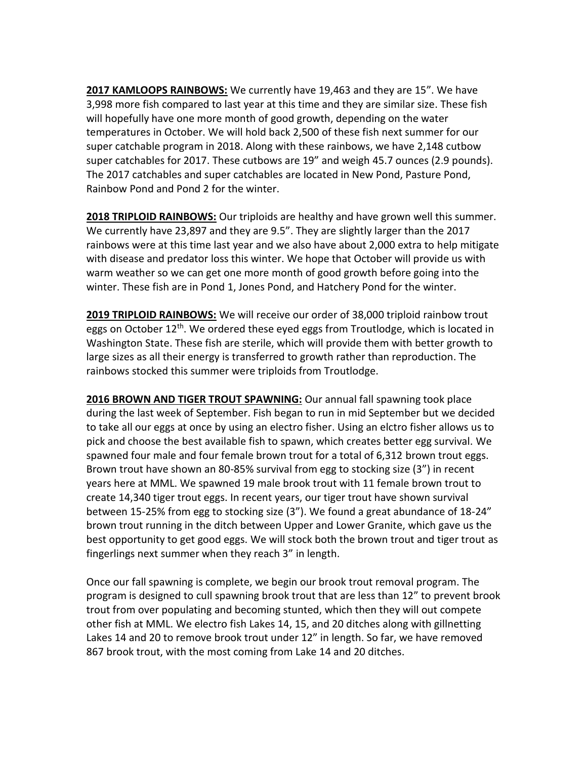**2017 KAMLOOPS RAINBOWS:** We currently have 19,463 and they are 15". We have 3,998 more fish compared to last year at this time and they are similar size. These fish will hopefully have one more month of good growth, depending on the water temperatures in October. We will hold back 2,500 of these fish next summer for our super catchable program in 2018. Along with these rainbows, we have 2,148 cutbow super catchables for 2017. These cutbows are 19" and weigh 45.7 ounces (2.9 pounds). The 2017 catchables and super catchables are located in New Pond, Pasture Pond, Rainbow Pond and Pond 2 for the winter.

**2018 TRIPLOID RAINBOWS:** Our triploids are healthy and have grown well this summer. We currently have 23,897 and they are 9.5". They are slightly larger than the 2017 rainbows were at this time last year and we also have about 2,000 extra to help mitigate with disease and predator loss this winter. We hope that October will provide us with warm weather so we can get one more month of good growth before going into the winter. These fish are in Pond 1, Jones Pond, and Hatchery Pond for the winter.

**2019 TRIPLOID RAINBOWS:** We will receive our order of 38,000 triploid rainbow trout eggs on October 12th. We ordered these eyed eggs from Troutlodge, which is located in Washington State. These fish are sterile, which will provide them with better growth to large sizes as all their energy is transferred to growth rather than reproduction. The rainbows stocked this summer were triploids from Troutlodge.

**2016 BROWN AND TIGER TROUT SPAWNING:** Our annual fall spawning took place during the last week of September. Fish began to run in mid September but we decided to take all our eggs at once by using an electro fisher. Using an elctro fisher allows us to pick and choose the best available fish to spawn, which creates better egg survival. We spawned four male and four female brown trout for a total of 6,312 brown trout eggs. Brown trout have shown an 80-85% survival from egg to stocking size (3") in recent years here at MML. We spawned 19 male brook trout with 11 female brown trout to create 14,340 tiger trout eggs. In recent years, our tiger trout have shown survival between 15-25% from egg to stocking size (3"). We found a great abundance of 18-24" brown trout running in the ditch between Upper and Lower Granite, which gave us the best opportunity to get good eggs. We will stock both the brown trout and tiger trout as fingerlings next summer when they reach 3" in length.

Once our fall spawning is complete, we begin our brook trout removal program. The program is designed to cull spawning brook trout that are less than 12" to prevent brook trout from over populating and becoming stunted, which then they will out compete other fish at MML. We electro fish Lakes 14, 15, and 20 ditches along with gillnetting Lakes 14 and 20 to remove brook trout under 12" in length. So far, we have removed 867 brook trout, with the most coming from Lake 14 and 20 ditches.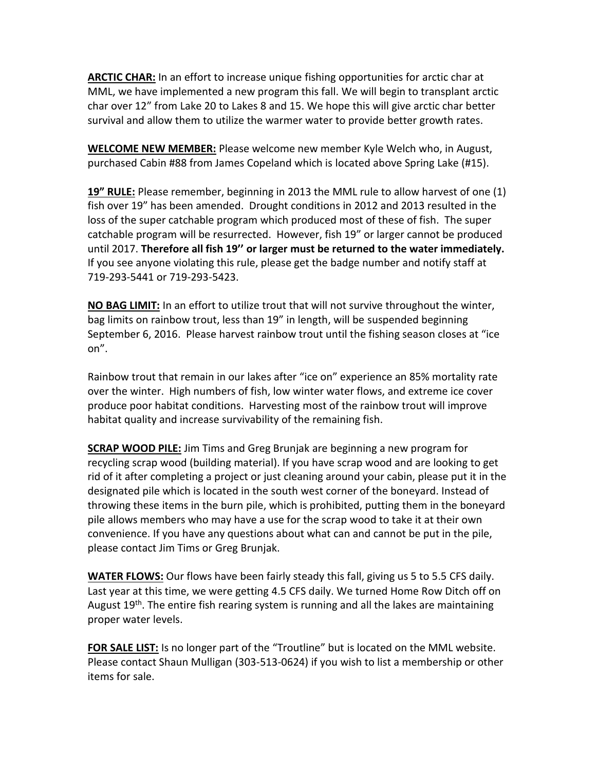**ARCTIC CHAR:** In an effort to increase unique fishing opportunities for arctic char at MML, we have implemented a new program this fall. We will begin to transplant arctic char over 12" from Lake 20 to Lakes 8 and 15. We hope this will give arctic char better survival and allow them to utilize the warmer water to provide better growth rates.

**WELCOME NEW MEMBER:** Please welcome new member Kyle Welch who, in August, purchased Cabin #88 from James Copeland which is located above Spring Lake (#15).

**19" RULE:** Please remember, beginning in 2013 the MML rule to allow harvest of one (1) fish over 19" has been amended. Drought conditions in 2012 and 2013 resulted in the loss of the super catchable program which produced most of these of fish. The super catchable program will be resurrected. However, fish 19" or larger cannot be produced until 2017. **Therefore all fish 19'' or larger must be returned to the water immediately.** If you see anyone violating this rule, please get the badge number and notify staff at 719-293-5441 or 719-293-5423.

**NO BAG LIMIT:** In an effort to utilize trout that will not survive throughout the winter, bag limits on rainbow trout, less than 19" in length, will be suspended beginning September 6, 2016. Please harvest rainbow trout until the fishing season closes at "ice on".

Rainbow trout that remain in our lakes after "ice on" experience an 85% mortality rate over the winter. High numbers of fish, low winter water flows, and extreme ice cover produce poor habitat conditions. Harvesting most of the rainbow trout will improve habitat quality and increase survivability of the remaining fish.

**SCRAP WOOD PILE:** Jim Tims and Greg Brunjak are beginning a new program for recycling scrap wood (building material). If you have scrap wood and are looking to get rid of it after completing a project or just cleaning around your cabin, please put it in the designated pile which is located in the south west corner of the boneyard. Instead of throwing these items in the burn pile, which is prohibited, putting them in the boneyard pile allows members who may have a use for the scrap wood to take it at their own convenience. If you have any questions about what can and cannot be put in the pile, please contact Jim Tims or Greg Brunjak.

**WATER FLOWS:** Our flows have been fairly steady this fall, giving us 5 to 5.5 CFS daily. Last year at this time, we were getting 4.5 CFS daily. We turned Home Row Ditch off on August 19th. The entire fish rearing system is running and all the lakes are maintaining proper water levels.

**FOR SALE LIST:** Is no longer part of the "Troutline" but is located on the MML website. Please contact Shaun Mulligan (303-513-0624) if you wish to list a membership or other items for sale.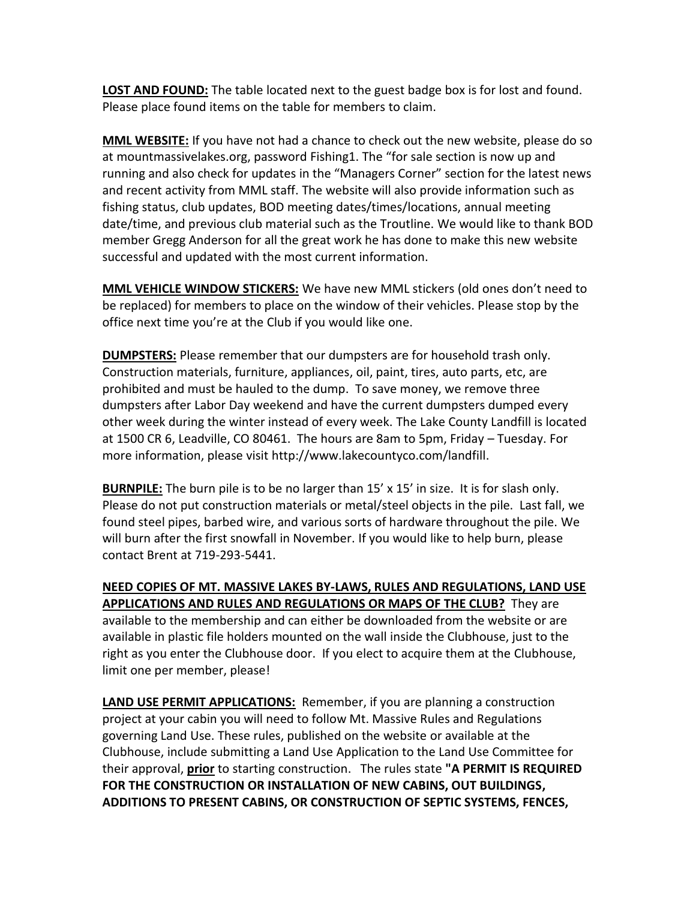**LOST AND FOUND:** The table located next to the guest badge box is for lost and found. Please place found items on the table for members to claim.

**MML WEBSITE:** If you have not had a chance to check out the new website, please do so at mountmassivelakes.org, password Fishing1. The "for sale section is now up and running and also check for updates in the "Managers Corner" section for the latest news and recent activity from MML staff. The website will also provide information such as fishing status, club updates, BOD meeting dates/times/locations, annual meeting date/time, and previous club material such as the Troutline. We would like to thank BOD member Gregg Anderson for all the great work he has done to make this new website successful and updated with the most current information.

**MML VEHICLE WINDOW STICKERS:** We have new MML stickers (old ones don't need to be replaced) for members to place on the window of their vehicles. Please stop by the office next time you're at the Club if you would like one.

**DUMPSTERS:** Please remember that our dumpsters are for household trash only. Construction materials, furniture, appliances, oil, paint, tires, auto parts, etc, are prohibited and must be hauled to the dump. To save money, we remove three dumpsters after Labor Day weekend and have the current dumpsters dumped every other week during the winter instead of every week. The Lake County Landfill is located at 1500 CR 6, Leadville, CO 80461. The hours are 8am to 5pm, Friday – Tuesday. For more information, please visit http://www.lakecountyco.com/landfill.

**BURNPILE:** The burn pile is to be no larger than 15' x 15' in size. It is for slash only. Please do not put construction materials or metal/steel objects in the pile. Last fall, we found steel pipes, barbed wire, and various sorts of hardware throughout the pile. We will burn after the first snowfall in November. If you would like to help burn, please contact Brent at 719-293-5441.

**NEED COPIES OF MT. MASSIVE LAKES BY-LAWS, RULES AND REGULATIONS, LAND USE APPLICATIONS AND RULES AND REGULATIONS OR MAPS OF THE CLUB?** They are available to the membership and can either be downloaded from the website or are available in plastic file holders mounted on the wall inside the Clubhouse, just to the right as you enter the Clubhouse door. If you elect to acquire them at the Clubhouse, limit one per member, please!

**LAND USE PERMIT APPLICATIONS:** Remember, if you are planning a construction project at your cabin you will need to follow Mt. Massive Rules and Regulations governing Land Use. These rules, published on the website or available at the Clubhouse, include submitting a Land Use Application to the Land Use Committee for their approval, **prior** to starting construction. The rules state **"A PERMIT IS REQUIRED FOR THE CONSTRUCTION OR INSTALLATION OF NEW CABINS, OUT BUILDINGS, ADDITIONS TO PRESENT CABINS, OR CONSTRUCTION OF SEPTIC SYSTEMS, FENCES,**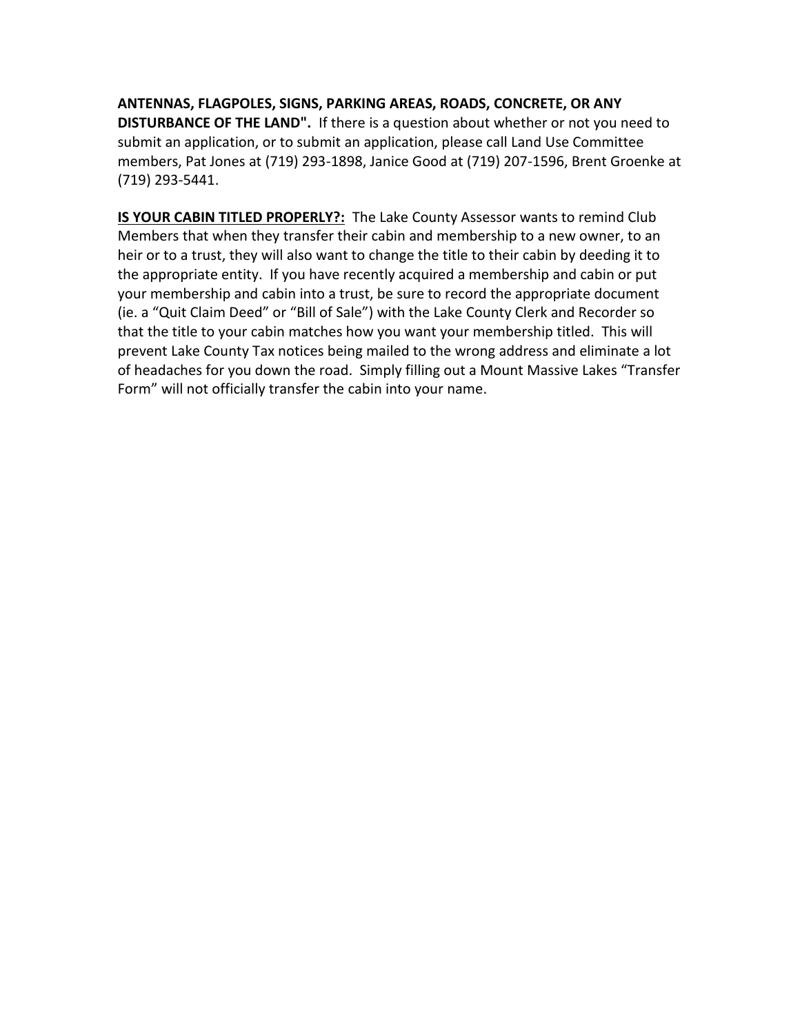**ANTENNAS, FLAGPOLES, SIGNS, PARKING AREAS, ROADS, CONCRETE, OR ANY DISTURBANCE OF THE LAND".** If there is a question about whether or not you need to submit an application, or to submit an application, please call Land Use Committee members, Pat Jones at (719) 293-1898, Janice Good at (719) 207-1596, Brent Groenke at (719) 293-5441.

**IS YOUR CABIN TITLED PROPERLY?:** The Lake County Assessor wants to remind Club Members that when they transfer their cabin and membership to a new owner, to an heir or to a trust, they will also want to change the title to their cabin by deeding it to the appropriate entity. If you have recently acquired a membership and cabin or put your membership and cabin into a trust, be sure to record the appropriate document (ie. a "Quit Claim Deed" or "Bill of Sale") with the Lake County Clerk and Recorder so that the title to your cabin matches how you want your membership titled. This will prevent Lake County Tax notices being mailed to the wrong address and eliminate a lot of headaches for you down the road. Simply filling out a Mount Massive Lakes "Transfer Form" will not officially transfer the cabin into your name.